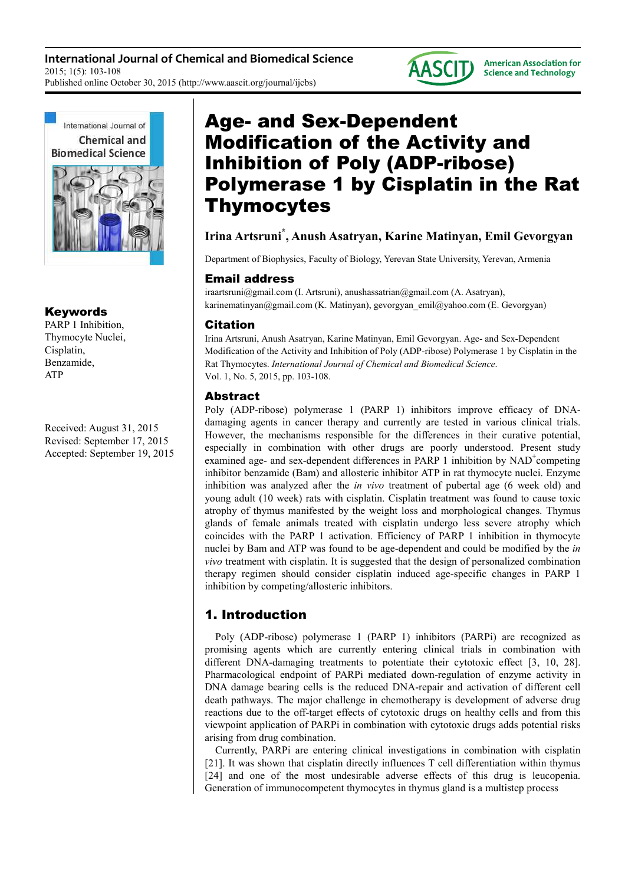# Age- and Sex-Dependent Modification of the Activity and Inhibition of Poly (ADP-ribose) Polymerase 1 by Cisplatin in the Rat Thymocytes

**Irina Artsruni[*], Anush Asatryan, Karine Matinyan, Emil Gevorgyan**

Department of Biophysics, Faculty of Biology, Yerevan State University, Yerevan, Armenia

## Email address

iraartsruni@gmail.com (I. Artsruni), anushassatrian@gmail.com (A. Asatryan), karinematinyan@gmail.com (K. Matinyan), gevorgyan_emil@yahoo.com (E. Gevorgyan)

## Citation

Irina Artsruni, Anush Asatryan, Karine Matinyan, Emil Gevorgyan. Age- and Sex-Dependent Modification of the Activity and Inhibition of Poly (ADP-ribose) Polymerase 1 by Cisplatin in the Rat Thymocytes. *International Journal of Chemical and Biomedical Science*. Vol. 1, No. 5, 2015, pp. 103-108.

## Keywords

PARP 1 Inhibition, Thymocyte Nuclei, Cisplatin, Benzamide, ATP

Received: August 31, 2015
Revised: September 17, 2015
Accepted: September 19, 2015

## Abstract

Poly (ADP-ribose) polymerase 1 (PARP 1) inhibitors improve efficacy of DNA-damaging agents in cancer therapy and currently are tested in various clinical trials. However, the mechanisms responsible for the differences in their curative potential, especially in combination with other drugs are poorly understood. Present study examined age- and sex-dependent differences in PARP 1 inhibition by $NAD^+$competing inhibitor benzamide (Bam) and allosteric inhibitor ATP in rat thymocyte nuclei. Enzyme inhibition was analyzed after the *in vivo* treatment of pubertal age (6 week old) and young adult (10 week) rats with cisplatin. Cisplatin treatment was found to cause toxic atrophy of thymus manifested by the weight loss and morphological changes. Thymus glands of female animals treated with cisplatin undergo less severe atrophy which coincides with the PARP 1 activation. Efficiency of PARP 1 inhibition in thymocyte nuclei by Bam and ATP was found to be age-dependent and could be modified by the *in vivo* treatment with cisplatin. It is suggested that the design of personalized combination therapy regimen should consider cisplatin induced age-specific changes in PARP 1 inhibition by competing/allosteric inhibitors.

## 1. Introduction

Poly (ADP-ribose) polymerase 1 (PARP 1) inhibitors (PARPi) are recognized as promising agents which are currently entering clinical trials in combination with different DNA-damaging treatments to potentiate their cytotoxic effect [3, 10, 28]. Pharmacological endpoint of PARPi mediated down-regulation of enzyme activity in DNA damage bearing cells is the reduced DNA-repair and activation of different cell death pathways. The major challenge in chemotherapy is development of adverse drug reactions due to the off-target effects of cytotoxic drugs on healthy cells and from this viewpoint application of PARPi in combination with cytotoxic drugs adds potential risks arising from drug combination.

Currently, PARPi are entering clinical investigations in combination with cisplatin [21]. It was shown that cisplatin directly influences T cell differentiation within thymus [24] and one of the most undesirable adverse effects of this drug is leucopenia. Generation of immunocompetent thymocytes in thymus gland is a multistep process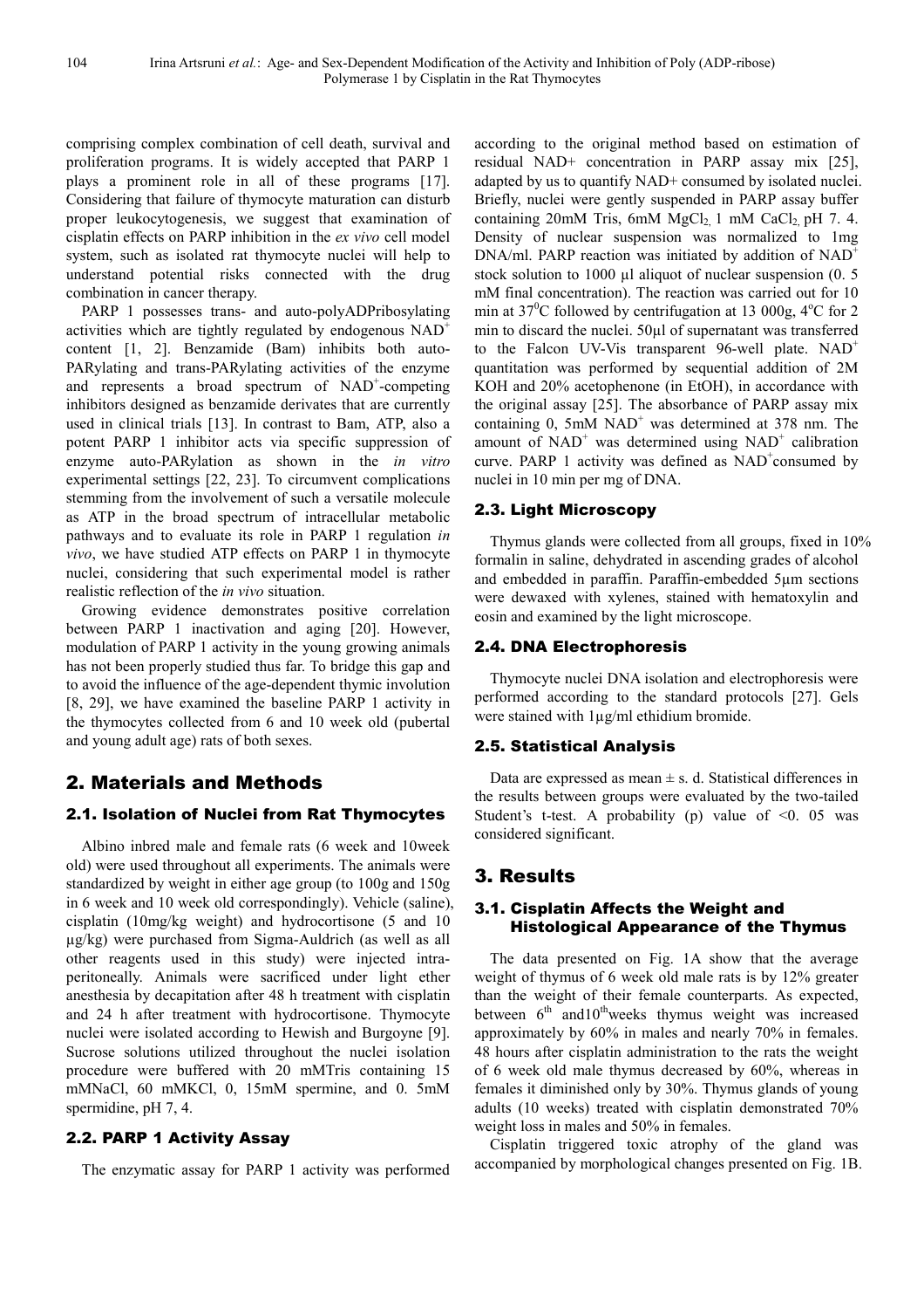comprising complex combination of cell death, survival and proliferation programs. It is widely accepted that PARP 1 plays a prominent role in all of these programs [17]. Considering that failure of thymocyte maturation can disturb proper leukocytogenesis, we suggest that examination of cisplatin effects on PARP inhibition in the *ex vivo* cell model system, such as isolated rat thymocyte nuclei will help to understand potential risks connected with the drug combination in cancer therapy.

PARP 1 possesses trans- and auto-polyADPribosylating activities which are tightly regulated by endogenous $NAD^+$ content [1, 2]. Benzamide (Bam) inhibits both auto-PARylating and trans-PARylating activities of the enzyme and represents a broad spectrum of $NAD^+$-competing inhibitors designed as benzamide derivates that are currently used in clinical trials [13]. In contrast to Bam, ATP, also a potent PARP 1 inhibitor acts via specific suppression of enzyme auto-PARylation as shown in the *in vitro* experimental settings [22, 23]. To circumvent complications stemming from the involvement of such a versatile molecule as ATP in the broad spectrum of intracellular metabolic pathways and to evaluate its role in PARP 1 regulation *in vivo*, we have studied ATP effects on PARP 1 in thymocyte nuclei, considering that such experimental model is rather realistic reflection of the *in vivo* situation.

Growing evidence demonstrates positive correlation between PARP 1 inactivation and aging [20]. However, modulation of PARP 1 activity in the young growing animals has not been properly studied thus far. To bridge this gap and to avoid the influence of the age-dependent thymic involution [8, 29], we have examined the baseline PARP 1 activity in the thymocytes collected from 6 and 10 week old (pubertal and young adult age) rats of both sexes.

## 2. Materials and Methods

### 2.1. Isolation of Nuclei from Rat Thymocytes

Albino inbred male and female rats (6 week and 10week old) were used throughout all experiments. The animals were standardized by weight in either age group (to 100g and 150g in 6 week and 10 week old correspondingly). Vehicle (saline), cisplatin (10mg/kg weight) and hydrocortisone (5 and 10 µg/kg) were purchased from Sigma-Auldrich (as well as all other reagents used in this study) were injected intraperitoneally. Animals were sacrificed under light ether anesthesia by decapitation after 48 h treatment with cisplatin and 24 h after treatment with hydrocortisone. Thymocyte nuclei were isolated according to Hewish and Burgoyne [9]. Sucrose solutions utilized throughout the nuclei isolation procedure were buffered with 20 mMTris containing 15 mMNaCl, 60 mMKCl, 0, 15mM spermine, and 0. 5mM spermidine, pH 7, 4.

### 2.2. PARP 1 Activity Assay

The enzymatic assay for PARP 1 activity was performed according to the original method based on estimation of residual NAD+ concentration in PARP assay mix [25], adapted by us to quantify NAD+ consumed by isolated nuclei. Briefly, nuclei were gently suspended in PARP assay buffer containing 20mM Tris, 6mM $MgCl_2$, 1 mM $CaCl_2$, pH 7. 4. Density of nuclear suspension was normalized to 1mg DNA/ml. PARP reaction was initiated by addition of $NAD^+$ stock solution to 1000 µl aliquot of nuclear suspension (0. 5 mM final concentration). The reaction was carried out for 10 min at $37^0$C followed by centrifugation at 13 000g, $4^o$C for 2 min to discard the nuclei. 50µl of supernatant was transferred to the Falcon UV-Vis transparent 96-well plate. $NAD^+$ quantitation was performed by sequential addition of 2M KOH and 20% acetophenone (in EtOH), in accordance with the original assay [25]. The absorbance of PARP assay mix containing 0, 5mM $NAD^+$ was determined at 378 nm. The amount of $NAD^+$ was determined using $NAD^+$ calibration curve. PARP 1 activity was defined as $NAD^+$consumed by nuclei in 10 min per mg of DNA.

### 2.3. Light Microscopy

Thymus glands were collected from all groups, fixed in 10% formalin in saline, dehydrated in ascending grades of alcohol and embedded in paraffin. Paraffin-embedded 5µm sections were dewaxed with xylenes, stained with hematoxylin and eosin and examined by the light microscope.

### 2.4. DNA Electrophoresis

Thymocyte nuclei DNA isolation and electrophoresis were performed according to the standard protocols [27]. Gels were stained with 1µg/ml ethidium bromide.

### 2.5. Statistical Analysis

Data are expressed as mean ± s. d. Statistical differences in the results between groups were evaluated by the two-tailed Student's t-test. A probability (p) value of <0. 05 was considered significant.

## 3. Results

### 3.1. Cisplatin Affects the Weight and Histological Appearance of the Thymus

The data presented on Fig. 1A show that the average weight of thymus of 6 week old male rats is by 12% greater than the weight of their female counterparts. As expected, between $6^{th}$ and$10^{th}$weeks thymus weight was increased approximately by 60% in males and nearly 70% in females. 48 hours after cisplatin administration to the rats the weight of 6 week old male thymus decreased by 60%, whereas in females it diminished only by 30%. Thymus glands of young adults (10 weeks) treated with cisplatin demonstrated 70% weight loss in males and 50% in females.

Cisplatin triggered toxic atrophy of the gland was accompanied by morphological changes presented on Fig. 1B.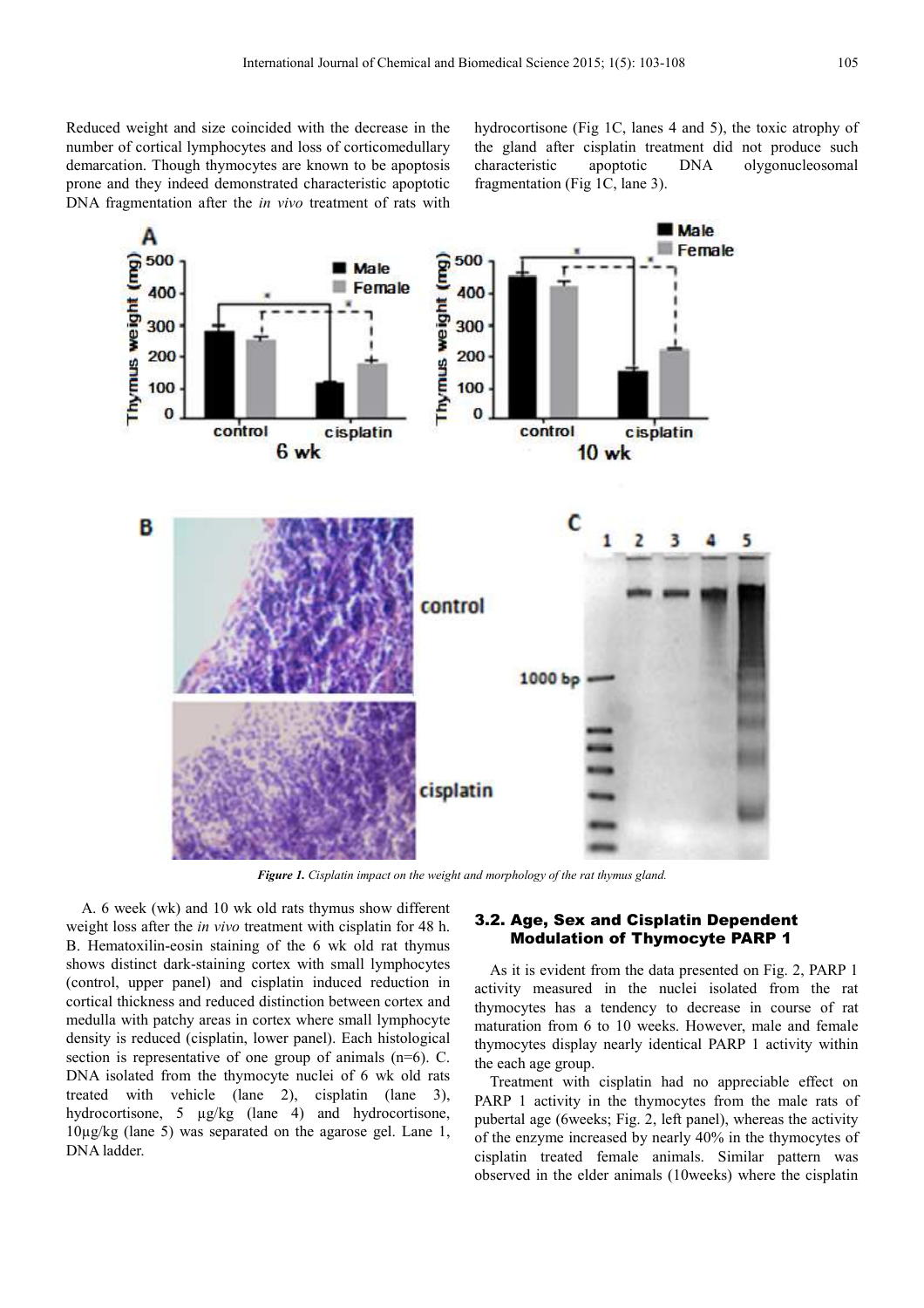Reduced weight and size coincided with the decrease in the number of cortical lymphocytes and loss of corticomedullary demarcation. Though thymocytes are known to be apoptosis prone and they indeed demonstrated characteristic apoptotic DNA fragmentation after the *in vivo* treatment of rats with hydrocortisone (Fig 1C, lanes 4 and 5), the toxic atrophy of the gland after cisplatin treatment did not produce such characteristic apoptotic DNA olygonucleosomal fragmentation (Fig 1C, lane 3).

*Figure 1. Cisplatin impact on the weight and morphology of the rat thymus gland.*

A. 6 week (wk) and 10 wk old rats thymus show different weight loss after the *in vivo* treatment with cisplatin for 48 h. B. Hematoxilin-eosin staining of the 6 wk old rat thymus shows distinct dark-staining cortex with small lymphocytes (control, upper panel) and cisplatin induced reduction in cortical thickness and reduced distinction between cortex and medulla with patchy areas in cortex where small lymphocyte density is reduced (cisplatin, lower panel). Each histological section is representative of one group of animals (n=6). C. DNA isolated from the thymocyte nuclei of 6 wk old rats treated with vehicle (lane 2), cisplatin (lane 3), hydrocortisone, 5 µg/kg (lane 4) and hydrocortisone, 10µg/kg (lane 5) was separated on the agarose gel. Lane 1, DNA ladder.

### 3.2. Age, Sex and Cisplatin Dependent Modulation of Thymocyte PARP 1

As it is evident from the data presented on Fig. 2, PARP 1 activity measured in the nuclei isolated from the rat thymocytes has a tendency to decrease in course of rat maturation from 6 to 10 weeks. However, male and female thymocytes display nearly identical PARP 1 activity within the each age group.

Treatment with cisplatin had no appreciable effect on PARP 1 activity in the thymocytes from the male rats of pubertal age (6weeks; Fig. 2, left panel), whereas the activity of the enzyme increased by nearly 40% in the thymocytes of cisplatin treated female animals. Similar pattern was observed in the elder animals (10weeks) where the cisplatin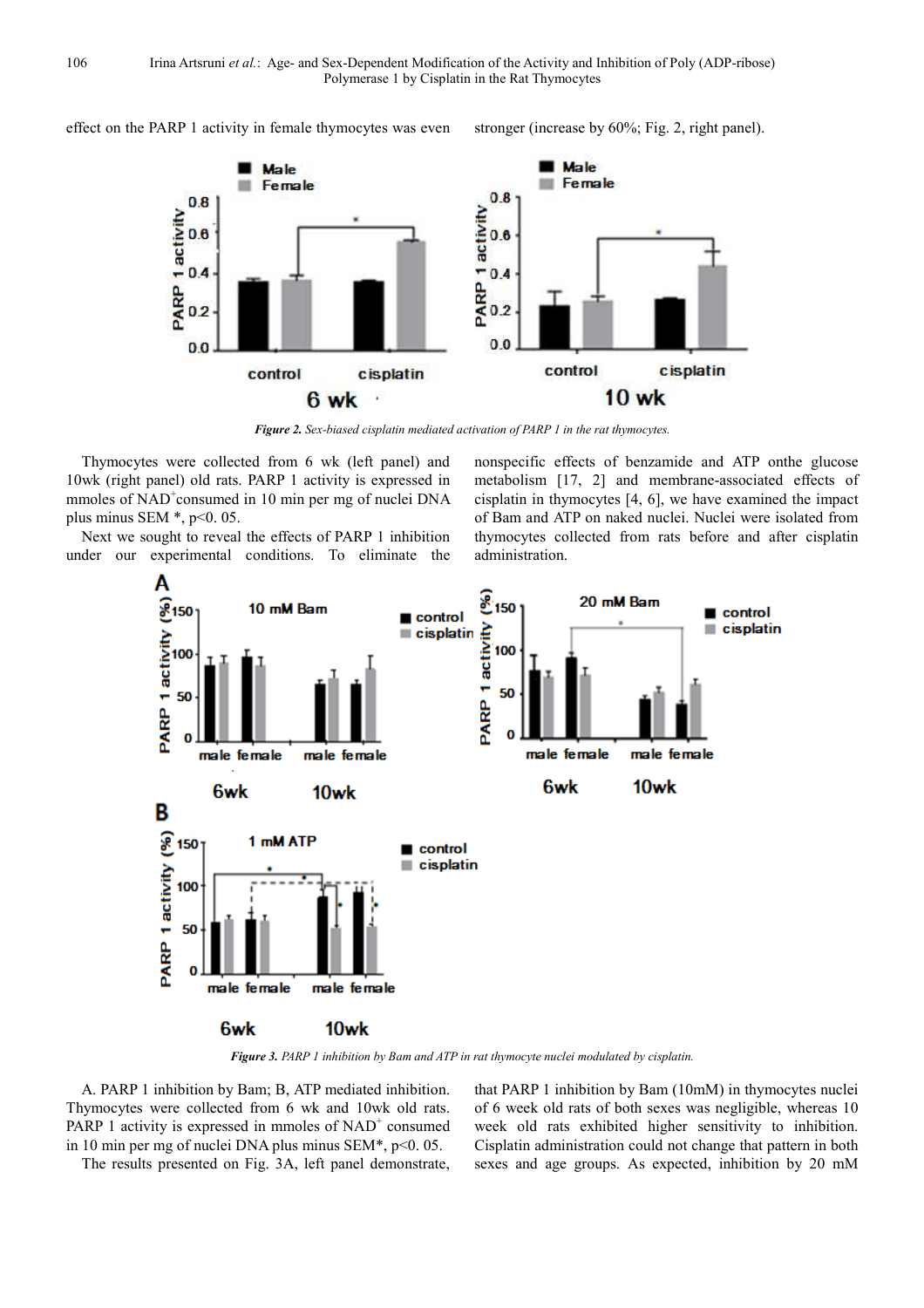effect on the PARP 1 activity in female thymocytes was even stronger (increase by 60%; Fig. 2, right panel).

*Figure 2. Sex-biased cisplatin mediated activation of PARP 1 in the rat thymocytes.*

Thymocytes were collected from 6 wk (left panel) and 10wk (right panel) old rats. PARP 1 activity is expressed in mmoles of $NAD^+$consumed in 10 min per mg of nuclei DNA plus minus SEM *, p<0. 05.

Next we sought to reveal the effects of PARP 1 inhibition under our experimental conditions. To eliminate the nonspecific effects of benzamide and ATP onthe glucose metabolism [17, 2] and membrane-associated effects of cisplatin in thymocytes [4, 6], we have examined the impact of Bam and ATP on naked nuclei. Nuclei were isolated from thymocytes collected from rats before and after cisplatin administration.

*Figure 3. PARP 1 inhibition by Bam and ATP in rat thymocyte nuclei modulated by cisplatin.*

A. PARP 1 inhibition by Bam; B, ATP mediated inhibition. Thymocytes were collected from 6 wk and 10wk old rats. PARP 1 activity is expressed in mmoles of $NAD^+$ consumed in 10 min per mg of nuclei DNA plus minus SEM*, p<0. 05.

The results presented on Fig. 3A, left panel demonstrate, that PARP 1 inhibition by Bam (10mM) in thymocytes nuclei of 6 week old rats of both sexes was negligible, whereas 10 week old rats exhibited higher sensitivity to inhibition. Cisplatin administration could not change that pattern in both sexes and age groups. As expected, inhibition by 20 mM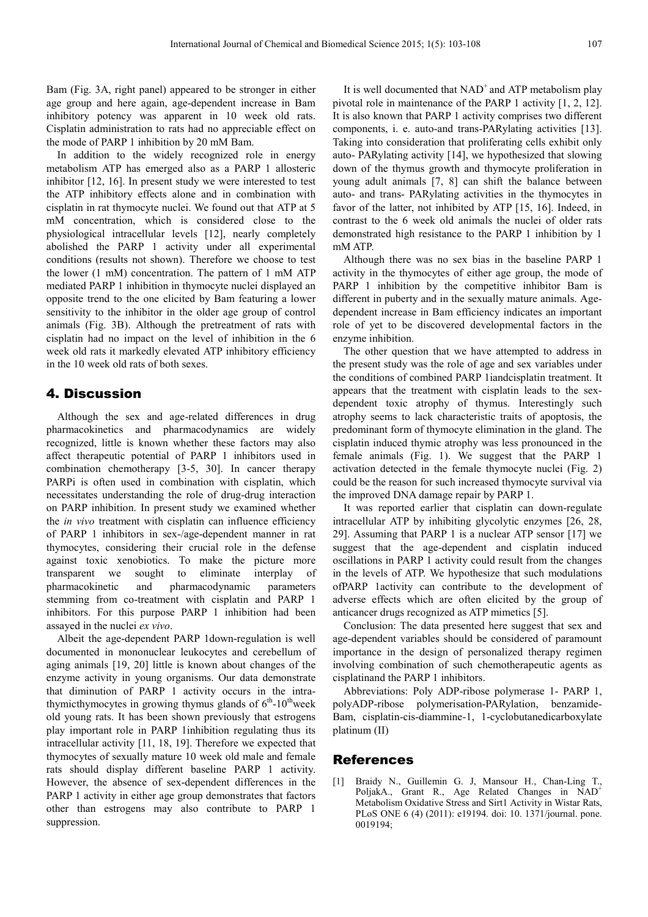Bam (Fig. 3A, right panel) appeared to be stronger in either age group and here again, age-dependent increase in Bam inhibitory potency was apparent in 10 week old rats. Cisplatin administration to rats had no appreciable effect on the mode of PARP 1 inhibition by 20 mM Bam.

In addition to the widely recognized role in energy metabolism ATP has emerged also as a PARP 1 allosteric inhibitor [12, 16]. In present study we were interested to test the ATP inhibitory effects alone and in combination with cisplatin in rat thymocyte nuclei. We found out that ATP at 5 mM concentration, which is considered close to the physiological intracellular levels [12], nearly completely abolished the PARP 1 activity under all experimental conditions (results not shown). Therefore we choose to test the lower (1 mM) concentration. The pattern of 1 mM ATP mediated PARP 1 inhibition in thymocyte nuclei displayed an opposite trend to the one elicited by Bam featuring a lower sensitivity to the inhibitor in the older age group of control animals (Fig. 3B). Although the pretreatment of rats with cisplatin had no impact on the level of inhibition in the 6 week old rats it markedly elevated ATP inhibitory efficiency in the 10 week old rats of both sexes.

## 4. Discussion

Although the sex and age-related differences in drug pharmacokinetics and pharmacodynamics are widely recognized, little is known whether these factors may also affect therapeutic potential of PARP 1 inhibitors used in combination chemotherapy [3-5, 30]. In cancer therapy PARPi is often used in combination with cisplatin, which necessitates understanding the role of drug-drug interaction on PARP inhibition. In present study we examined whether the *in vivo* treatment with cisplatin can influence efficiency of PARP 1 inhibitors in sex-/age-dependent manner in rat thymocytes, considering their crucial role in the defense against toxic xenobiotics. To make the picture more transparent we sought to eliminate interplay of pharmacokinetic and pharmacodynamic parameters stemming from co-treatment with cisplatin and PARP 1 inhibitors. For this purpose PARP 1 inhibition had been assayed in the nuclei *ex vivo*.

Albeit the age-dependent PARP 1down-regulation is well documented in mononuclear leukocytes and cerebellum of aging animals [19, 20] little is known about changes of the enzyme activity in young organisms. Our data demonstrate that diminution of PARP 1 activity occurs in the intra-thymicthymocytes in growing thymus glands of 6th-10thweek old young rats. It has been shown previously that estrogens play important role in PARP 1inhibition regulating thus its intracellular activity [11, 18, 19]. Therefore we expected that thymocytes of sexually mature 10 week old male and female rats should display different baseline PARP 1 activity. However, the absence of sex-dependent differences in the PARP 1 activity in either age group demonstrates that factors other than estrogens may also contribute to PARP 1 suppression.

It is well documented that $NAD^+$ and ATP metabolism play pivotal role in maintenance of the PARP 1 activity [1, 2, 12]. It is also known that PARP 1 activity comprises two different components, i. e. auto-and trans-PARylating activities [13]. Taking into consideration that proliferating cells exhibit only auto- PARylating activity [14], we hypothesized that slowing down of the thymus growth and thymocyte proliferation in young adult animals [7, 8] can shift the balance between auto- and trans- PARylating activities in the thymocytes in favor of the latter, not inhibited by ATP [15, 16]. Indeed, in contrast to the 6 week old animals the nuclei of older rats demonstrated high resistance to the PARP 1 inhibition by 1 mM ATP.

Although there was no sex bias in the baseline PARP 1 activity in the thymocytes of either age group, the mode of PARP 1 inhibition by the competitive inhibitor Bam is different in puberty and in the sexually mature animals. Age-dependent increase in Bam efficiency indicates an important role of yet to be discovered developmental factors in the enzyme inhibition.

The other question that we have attempted to address in the present study was the role of age and sex variables under the conditions of combined PARP 1iandcisplatin treatment. It appears that the treatment with cisplatin leads to the sex-dependent toxic atrophy of thymus. Interestingly such atrophy seems to lack characteristic traits of apoptosis, the predominant form of thymocyte elimination in the gland. The cisplatin induced thymic atrophy was less pronounced in the female animals (Fig. 1). We suggest that the PARP 1 activation detected in the female thymocyte nuclei (Fig. 2) could be the reason for such increased thymocyte survival via the improved DNA damage repair by PARP 1.

It was reported earlier that cisplatin can down-regulate intracellular ATP by inhibiting glycolytic enzymes [26, 28, 29]. Assuming that PARP 1 is a nuclear ATP sensor [17] we suggest that the age-dependent and cisplatin induced oscillations in PARP 1 activity could result from the changes in the levels of ATP. We hypothesize that such modulations ofPARP 1activity can contribute to the development of adverse effects which are often elicited by the group of anticancer drugs recognized as ATP mimetics [5].

Conclusion: The data presented here suggest that sex and age-dependent variables should be considered of paramount importance in the design of personalized therapy regimen involving combination of such chemotherapeutic agents as cisplatinand the PARP 1 inhibitors.

Abbreviations: Poly ADP-ribose polymerase 1- PARP 1, polyADP-ribose polymerisation-PARylation, benzamide-Bam, cisplatin-cis-diammine-1, 1-cyclobutanedicarboxylate platinum (II)

## References

[1] Braidy N., Guillemin G. J, Mansour H., Chan-Ling T., PoljakA., Grant R., Age Related Changes in $NAD^+$ Metabolism Oxidative Stress and Sirt1 Activity in Wistar Rats, PLoS ONE 6 (4) (2011): e19194. doi: 10. 1371/journal. pone. 0019194;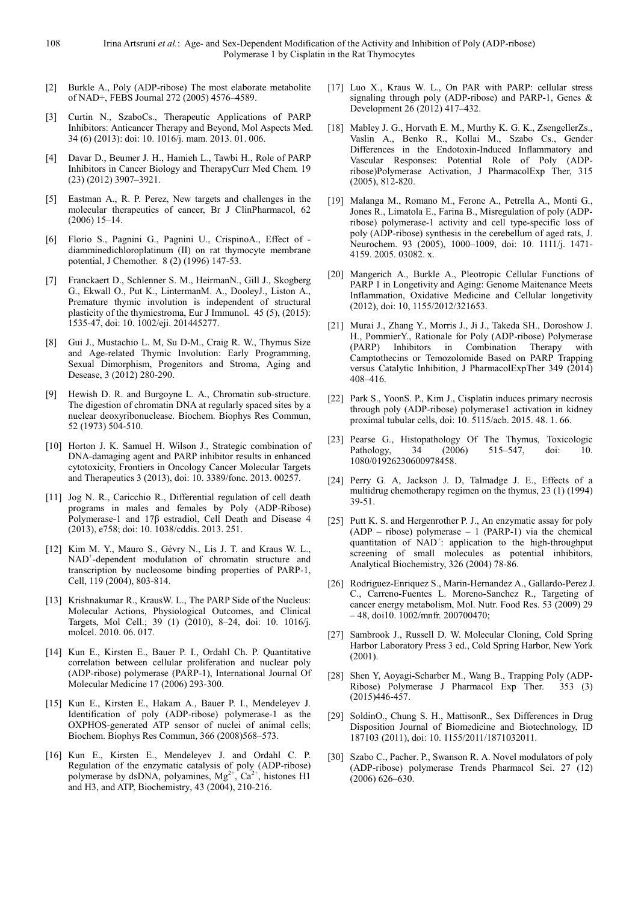[2] Burkle A., Poly (ADP-ribose) The most elaborate metabolite of NAD+, FEBS Journal 272 (2005) 4576–4589.

[3] Curtin N., SzaboCs., Therapeutic Applications of PARP Inhibitors: Anticancer Therapy and Beyond, Mol Aspects Med. 34 (6) (2013): doi: 10. 1016/j. mam. 2013. 01. 006.

[4] Davar D., Beumer J. H., Hamieh L., Tawbi H., Role of PARP Inhibitors in Cancer Biology and TherapyCurr Med Chem. 19 (23) (2012) 3907–3921.

[5] Eastman A., R. P. Perez, New targets and challenges in the molecular therapeutics of cancer, Br J ClinPharmacol, 62 (2006) 15–14.

[6] Florio S., Pagnini G., Pagnini U., CrispinoA., Effect of -diamminedichloroplatinum (II) on rat thymocyte membrane potential, J Chemother. 8 (2) (1996) 147-53.

[7] Franckaert D., Schlenner S. M., HeirmanN., Gill J., Skogberg G., Ekwall O., Put K., LintermanM. A., DooleyJ., Liston A., Premature thymic involution is independent of structural plasticity of the thymicstroma, Eur J Immunol. 45 (5), (2015): 1535-47, doi: 10. 1002/eji. 201445277.

[8] Gui J., Mustachio L. M, Su D-M., Craig R. W., Thymus Size and Age-related Thymic Involution: Early Programming, Sexual Dimorphism, Progenitors and Stroma, Aging and Desease, 3 (2012) 280-290.

[9] Hewish D. R. and Burgoyne L. A., Chromatin sub-structure. The digestion of chromatin DNA at regularly spaced sites by a nuclear deoxyribonuclease. Biochem. Biophys Res Commun, 52 (1973) 504-510.

[10] Horton J. K. Samuel H. Wilson J., Strategic combination of DNA-damaging agent and PARP inhibitor results in enhanced cytotoxicity, Frontiers in Oncology Cancer Molecular Targets and Therapeutics 3 (2013), doi: 10. 3389/fonc. 2013. 00257.

[11] Jog N. R., Caricchio R., Differential regulation of cell death programs in males and females by Poly (ADP-Ribose) Polymerase-1 and 17β estradiol, Cell Death and Disease 4 (2013), e758; doi: 10. 1038/cddis. 2013. 251.

[12] Kim M. Y., Mauro S., Gévry N., Lis J. T. and Kraus W. L., $NAD^+$-dependent modulation of chromatin structure and transcription by nucleosome binding properties of PARP-1, Cell, 119 (2004), 803-814.

[13] Krishnakumar R., KrausW. L., The PARP Side of the Nucleus: Molecular Actions, Physiological Outcomes, and Clinical Targets, Mol Cell.; 39 (1) (2010), 8–24, doi: 10. 1016/j. molcel. 2010. 06. 017.

[14] Kun E., Kirsten E., Bauer P. I., Ordahl Ch. P. Quantitative correlation between cellular proliferation and nuclear poly (ADP-ribose) polymerase (PARP-1), International Journal Of Molecular Medicine 17 (2006) 293-300.

[15] Kun E., Kirsten E., Hakam A., Bauer P. I., Mendeleyev J. Identification of poly (ADP-ribose) polymerase-1 as the OXPHOS-generated ATP sensor of nuclei of animal cells; Biochem. Biophys Res Commun, 366 (2008)568–573.

[16] Kun E., Kirsten E., Mendeleyev J. and Ordahl C. P. Regulation of the enzymatic catalysis of poly (ADP-ribose) polymerase by dsDNA, polyamines, $Mg^{2+}$, $Ca^{2+}$, histones H1 and H3, and ATP, Biochemistry, 43 (2004), 210-216.

[17] Luo X., Kraus W. L., On PAR with PARP: cellular stress signaling through poly (ADP-ribose) and PARP-1, Genes & Development 26 (2012) 417–432.

[18] Mabley J. G., Horvath E. M., Murthy K. G. K., ZsengellerZs., Vaslin A., Benko R., Kollai M., Szabo Cs., Gender Differences in the Endotoxin-Induced Inflammatory and Vascular Responses: Potential Role of Poly (ADP-ribose)Polymerase Activation, J PharmacolExp Ther, 315 (2005), 812-820.

[19] Malanga M., Romano M., Ferone A., Petrella A., Monti G., Jones R., Limatola E., Farina B., Misregulation of poly (ADP-ribose) polymerase-1 activity and cell type-specific loss of poly (ADP-ribose) synthesis in the cerebellum of aged rats, J. Neurochem. 93 (2005), 1000–1009, doi: 10. 1111/j. 1471-4159. 2005. 03082. x.

[20] Mangerich A., Burkle A., Pleotropic Cellular Functions of PARP 1 in Longevity and Aging: Genome Maitenance Meets Inflammation, Oxidative Medicine and Cellular longevity (2012), doi: 10, 1155/2012/321653.

[21] Murai J., Zhang Y., Morris J., Ji J., Takeda SH., Doroshow J. H., PommierY., Rationale for Poly (ADP-ribose) Polymerase (PARP) Inhibitors in Combination Therapy with Camptothecins or Temozolomide Based on PARP Trapping versus Catalytic Inhibition, J PharmacolExpTher 349 (2014) 408–416.

[22] Park S., YoonS. P., Kim J., Cisplatin induces primary necrosis through poly (ADP-ribose) polymerase1 activation in kidney proximal tubular cells, doi: 10. 5115/acb. 2015. 48. 1. 66.

[23] Pearse G., Histopathology Of The Thymus, Toxicologic Pathology, 34 (2006) 515–547, doi: 10. 1080/01926230600978458.

[24] Perry G. A, Jackson J. D, Talmadge J. E., Effects of a multidrug chemotherapy regimen on the thymus, 23 (1) (1994) 39-51.

[25] Putt K. S. and Hergenrother P. J., An enzymatic assay for poly (ADP – ribose) polymerase – 1 (PARP-1) via the chemical quantitation of $NAD^+$: application to the high-throughput screening of small molecules as potential inhibitors, Analytical Biochemistry, 326 (2004) 78-86.

[26] Rodriguez-Enriquez S., Marin-Hernandez A., Gallardo-Perez J. C., Carreno-Fuentes L. Moreno-Sanchez R., Targeting of cancer energy metabolism, Mol. Nutr. Food Res. 53 (2009) 29 – 48, doi10. 1002/mnfr. 200700470;

[27] Sambrook J., Russell D. W. Molecular Cloning, Cold Spring Harbor Laboratory Press 3 ed., Cold Spring Harbor, New York (2001).

[28] Shen Y, Aoyagi-Scharber M., Wang B., Trapping Poly (ADP-Ribose) Polymerase J Pharmacol Exp Ther. 353 (3) (2015)446-457.

[29] SoldinO., Chung S. H., MattisonR., Sex Differences in Drug Disposition Journal of Biomedicine and Biotechnology, ID 187103 (2011), doi: 10. 1155/2011/1871032011.

[30] Szabo C., Pacher. P., Swanson R. A. Novel modulators of poly (ADP-ribose) polymerase Trends Pharmacol Sci. 27 (12) (2006) 626–630.